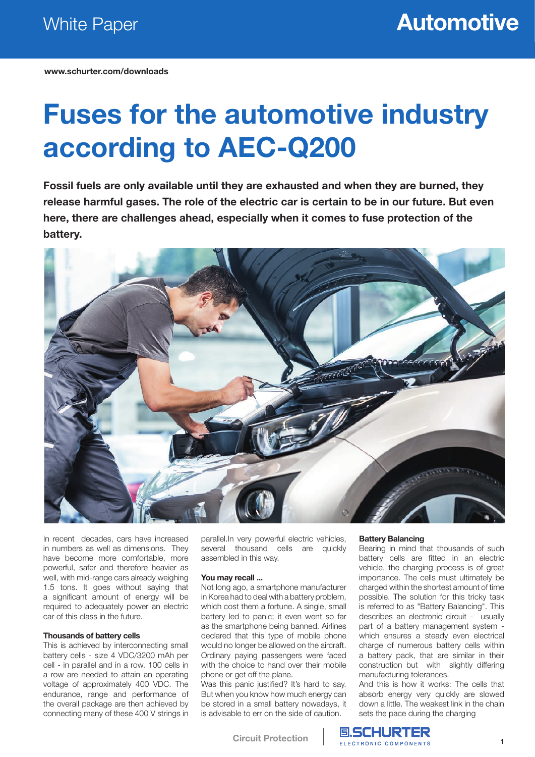White Paper

# Automotive

www.schurter.com/downloads

# Fuses for the automotive industry according to AEC-Q200

**Fossil fuels are only available until they are exhausted and when they are burned, they release harmful gases. The role of the electric car is certain to be in our future. But even here, there are challenges ahead, especially when it comes to fuse protection of the battery.**

In recent decades, cars have increased in numbers as well as dimensions. They have become more comfortable, more powerful, safer and therefore heavier as well, with mid-range cars already weighing 1.5 tons. It goes without saying that a significant amount of energy will be required to adequately power an electric car of this class in the future.

### Thousands of battery cells

This is achieved by interconnecting small battery cells - size 4 VDC/3200 mAh per cell - in parallel and in a row. 100 cells in a row are needed to attain an operating voltage of approximately 400 VDC. The endurance, range and performance of the overall package are then achieved by connecting many of these 400 V strings in parallel.In very powerful electric vehicles, several thousand cells are quickly assembled in this way.

### You may recall ...

Not long ago, a smartphone manufacturer in Korea had to deal with a battery problem, which cost them a fortune. A single, small battery led to panic; it even went so far as the smartphone being banned. Airlines declared that this type of mobile phone would no longer be allowed on the aircraft. Ordinary paying passengers were faced with the choice to hand over their mobile phone or get off the plane.

Was this panic justified? It's hard to say. But when you know how much energy can be stored in a small battery nowadays, it is advisable to err on the side of caution.

### Battery Balancing

Bearing in mind that thousands of such battery cells are fitted in an electric vehicle, the charging process is of great importance. The cells must ultimately be charged within the shortest amount of time possible. The solution for this tricky task is referred to as "Battery Balancing". This describes an electronic circuit - usually part of a battery management system - which ensures a steady even electrical charge of numerous battery cells within a battery pack, that are similar in their construction but with slightly differing manufacturing tolerances.

And this is how it works: The cells that absorb energy very quickly are slowed down a little. The weakest link in the chain sets the pace during the charging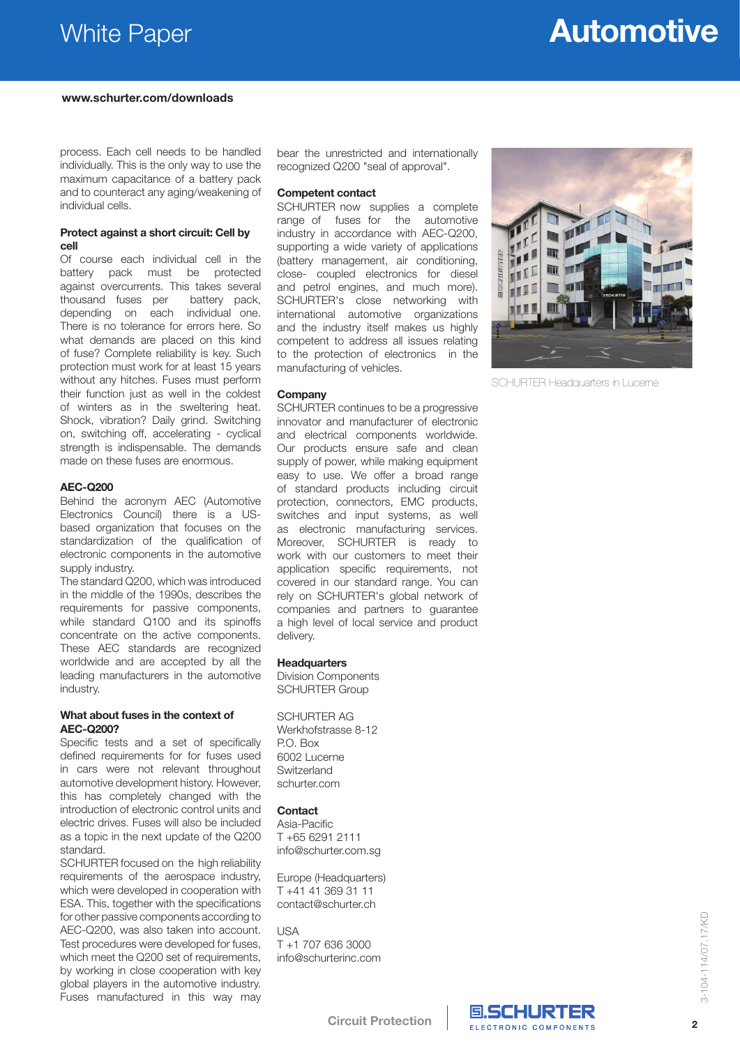process. Each cell needs to be handled individually. This is the only way to use the maximum capacitance of a battery pack and to counteract any aging/weakening of individual cells.

### Protect against a short circuit: Cell by cell

Of course each individual cell in the battery pack must be protected against overcurrents. This takes several thousand fuses per battery pack, depending on each individual one. There is no tolerance for errors here. So what demands are placed on this kind of fuse? Complete reliability is key. Such protection must work for at least 15 years without any hitches. Fuses must perform their function just as well in the coldest of winters as in the sweltering heat. Shock, vibration? Daily grind. Switching on, switching off, accelerating - cyclical strength is indispensable. The demands made on these fuses are enormous.

### AEC-Q200

Behind the acronym AEC (Automotive Electronics Council) there is a US-based organization that focuses on the standardization of the qualification of electronic components in the automotive supply industry.

The standard Q200, which was introduced in the middle of the 1990s, describes the requirements for passive components, while standard Q100 and its spinoffs concentrate on the active components. These AEC standards are recognized worldwide and are accepted by all the leading manufacturers in the automotive industry.

### What about fuses in the context of AEC-Q200?

Specific tests and a set of specifically defined requirements for for fuses used in cars were not relevant throughout automotive development history. However, this has completely changed with the introduction of electronic control units and electric drives. Fuses will also be included as a topic in the next update of the Q200 standard.

SCHURTER focused on the high reliability requirements of the aerospace industry, which were developed in cooperation with ESA. This, together with the specifications for other passive components according to AEC-Q200, was also taken into account. Test procedures were developed for fuses, which meet the Q200 set of requirements, by working in close cooperation with key global players in the automotive industry. Fuses manufactured in this way may bear the unrestricted and internationally recognized Q200 "seal of approval".

### Competent contact

SCHURTER now supplies a complete range of fuses for the automotive industry in accordance with AEC-Q200, supporting a wide variety of applications (battery management, air conditioning, close- coupled electronics for diesel and petrol engines, and much more). SCHURTER's close networking with international automotive organizations and the industry itself makes us highly competent to address all issues relating to the protection of electronics in the manufacturing of vehicles.

### Company

SCHURTER continues to be a progressive innovator and manufacturer of electronic and electrical components worldwide. Our products ensure safe and clean supply of power, while making equipment easy to use. We offer a broad range of standard products including circuit protection, connectors, EMC products, switches and input systems, as well as electronic manufacturing services. Moreover, SCHURTER is ready to work with our customers to meet their application specific requirements, not covered in our standard range. You can rely on SCHURTER's global network of companies and partners to guarantee a high level of local service and product delivery.

### Headquarters

Division Components
SCHURTER Group

SCHURTER AG
Werkhofstrasse 8-12
P.O. Box
6002 Lucerne
Switzerland
schurter.com

### Contact

Asia-Pacific
T +65 6291 2111
info@schurter.com.sg

Europe (Headquarters)
T +41 41 369 31 11
contact@schurter.ch

USA
T +1 707 636 3000
info@schurterinc.com

SCHURTER Headquarters in Lucerne

3-104-114/07.17/KD